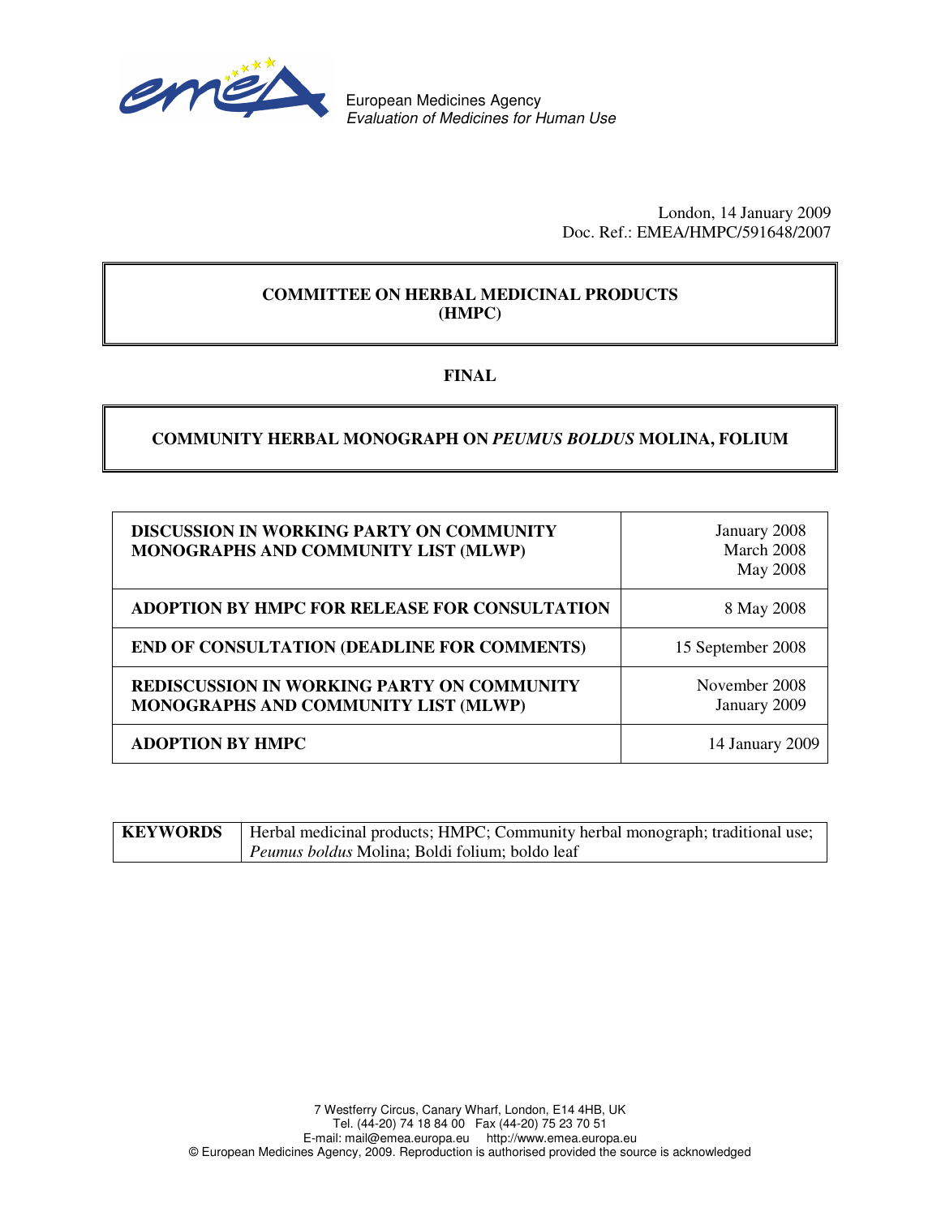European Medicines Agency
*Evaluation of Medicines for Human Use*

London, 14 January 2009
Doc. Ref.: EMEA/HMPC/591648/2007

**COMMITTEE ON HERBAL MEDICINAL PRODUCTS (HMPC)**

**FINAL**

**COMMUNITY HERBAL MONOGRAPH ON *PEUMUS BOLDUS* MOLINA, FOLIUM**

| | |
|---|---|
| **DISCUSSION IN WORKING PARTY ON COMMUNITY MONOGRAPHS AND COMMUNITY LIST (MLWP)** | January 2008<br>March 2008<br>May 2008 |
| **ADOPTION BY HMPC FOR RELEASE FOR CONSULTATION** | 8 May 2008 |
| **END OF CONSULTATION (DEADLINE FOR COMMENTS)** | 15 September 2008 |
| **REDISCUSSION IN WORKING PARTY ON COMMUNITY MONOGRAPHS AND COMMUNITY LIST (MLWP)** | November 2008<br>January 2009 |
| **ADOPTION BY HMPC** | 14 January 2009 |

| | |
|---|---|
| **KEYWORDS** | Herbal medicinal products; HMPC; Community herbal monograph; traditional use; *Peumus boldus* Molina; Boldi folium; boldo leaf |

7 Westferry Circus, Canary Wharf, London, E14 4HB, UK
Tel. (44-20) 74 18 84 00 Fax (44-20) 75 23 70 51
E-mail: mail@emea.europa.eu http://www.emea.europa.eu
© European Medicines Agency, 2009. Reproduction is authorised provided the source is acknowledged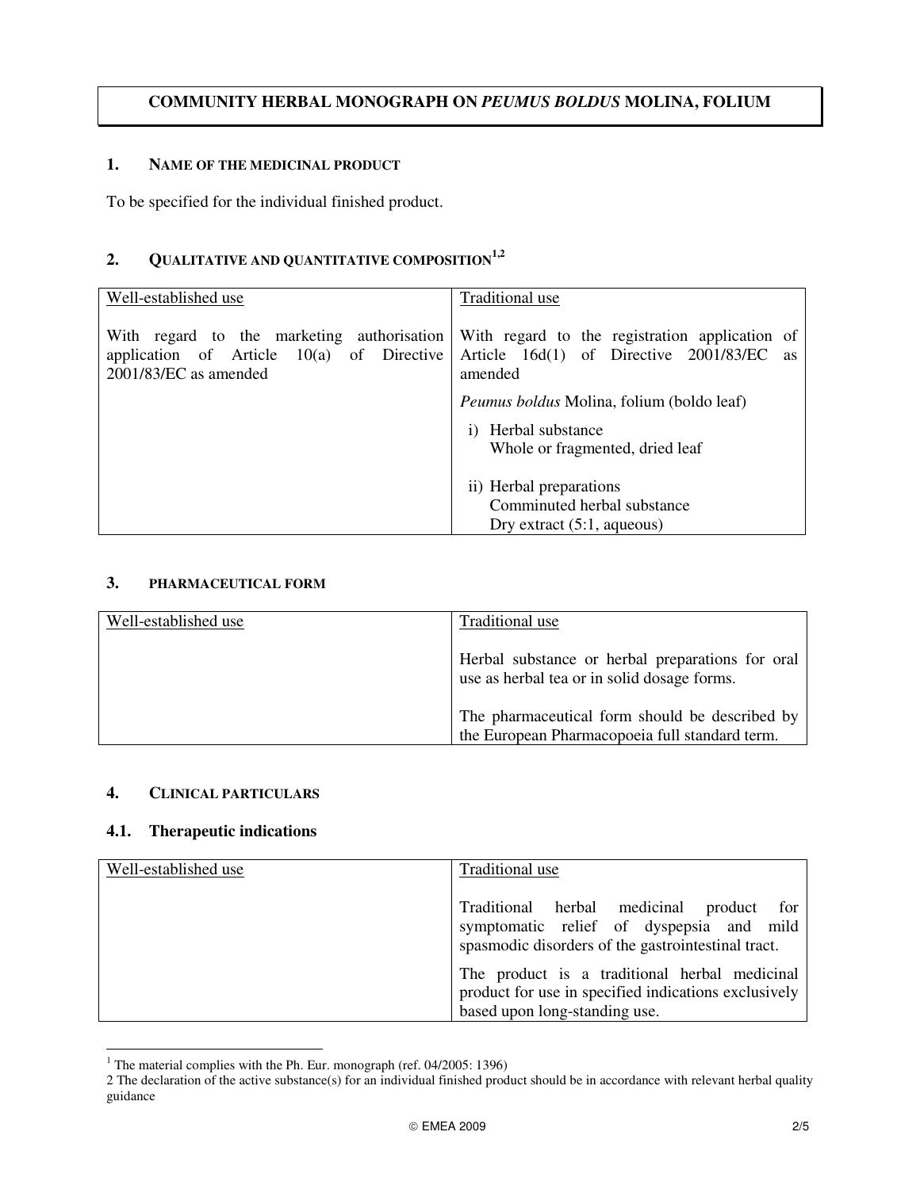# COMMUNITY HERBAL MONOGRAPH ON *PEUMUS BOLDUS* MOLINA, FOLIUM

## 1. NAME OF THE MEDICINAL PRODUCT

To be specified for the individual finished product.

## 2. QUALITATIVE AND QUANTITATIVE COMPOSITION[1,2]

| Well-established use | Traditional use |
|---|---|
| With regard to the marketing authorisation application of Article 10(a) of Directive 2001/83/EC as amended | With regard to the registration application of Article 16d(1) of Directive 2001/83/EC as amended<br><br>*Peumus boldus* Molina, folium (boldo leaf)<br><br>i) Herbal substance<br>Whole or fragmented, dried leaf<br><br>ii) Herbal preparations<br>Comminuted herbal substance<br>Dry extract (5:1, aqueous) |

## 3. PHARMACEUTICAL FORM

| Well-established use | Traditional use |
|---|---|
| | Herbal substance or herbal preparations for oral use as herbal tea or in solid dosage forms.<br><br>The pharmaceutical form should be described by the European Pharmacopoeia full standard term. |

## 4. CLINICAL PARTICULARS

### 4.1. Therapeutic indications

| Well-established use | Traditional use |
|---|---|
| | Traditional herbal medicinal product for symptomatic relief of dyspepsia and mild spasmodic disorders of the gastrointestinal tract.<br><br>The product is a traditional herbal medicinal product for use in specified indications exclusively based upon long-standing use. |

[1] The material complies with the Ph. Eur. monograph (ref. 04/2005: 1396)

[2] The declaration of the active substance(s) for an individual finished product should be in accordance with relevant herbal quality guidance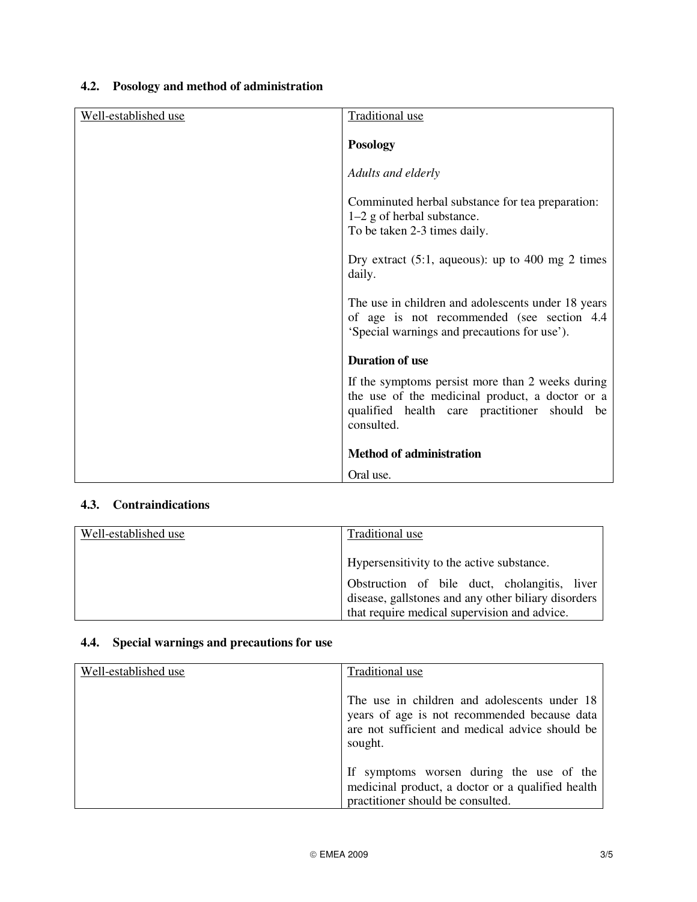### 4.2. Posology and method of administration

| Well-established use | Traditional use |
|---|---|
| | **Posology**<br><br>*Adults and elderly*<br><br>Comminuted herbal substance for tea preparation:<br>1–2 g of herbal substance.<br>To be taken 2-3 times daily.<br><br>Dry extract (5:1, aqueous): up to 400 mg 2 times daily.<br><br>The use in children and adolescents under 18 years of age is not recommended (see section 4.4 'Special warnings and precautions for use').<br><br>**Duration of use**<br><br>If the symptoms persist more than 2 weeks during the use of the medicinal product, a doctor or a qualified health care practitioner should be consulted.<br><br>**Method of administration**<br><br>Oral use. |

### 4.3. Contraindications

| Well-established use | Traditional use |
|---|---|
| | Hypersensitivity to the active substance.<br><br>Obstruction of bile duct, cholangitis, liver disease, gallstones and any other biliary disorders that require medical supervision and advice. |

### 4.4. Special warnings and precautions for use

| Well-established use | Traditional use |
|---|---|
| | The use in children and adolescents under 18 years of age is not recommended because data are not sufficient and medical advice should be sought.<br><br>If symptoms worsen during the use of the medicinal product, a doctor or a qualified health practitioner should be consulted. |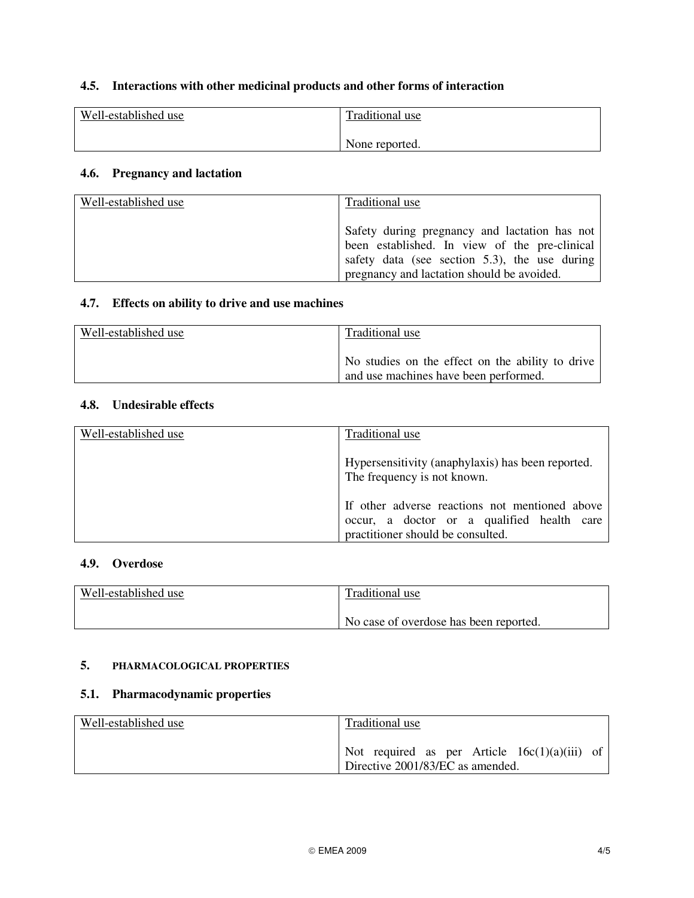### 4.5. Interactions with other medicinal products and other forms of interaction

| Well-established use | Traditional use |
|---|---|
| | None reported. |

### 4.6. Pregnancy and lactation

| Well-established use | Traditional use |
|---|---|
| | Safety during pregnancy and lactation has not been established. In view of the pre-clinical safety data (see section 5.3), the use during pregnancy and lactation should be avoided. |

### 4.7. Effects on ability to drive and use machines

| Well-established use | Traditional use |
|---|---|
| | No studies on the effect on the ability to drive and use machines have been performed. |

### 4.8. Undesirable effects

| Well-established use | Traditional use |
|---|---|
| | Hypersensitivity (anaphylaxis) has been reported. The frequency is not known.<br><br>If other adverse reactions not mentioned above occur, a doctor or a qualified health care practitioner should be consulted. |

### 4.9. Overdose

| Well-established use | Traditional use |
|---|---|
| | No case of overdose has been reported. |

## 5. PHARMACOLOGICAL PROPERTIES

### 5.1. Pharmacodynamic properties

| Well-established use | Traditional use |
|---|---|
| | Not required as per Article 16c(1)(a)(iii) of Directive 2001/83/EC as amended. |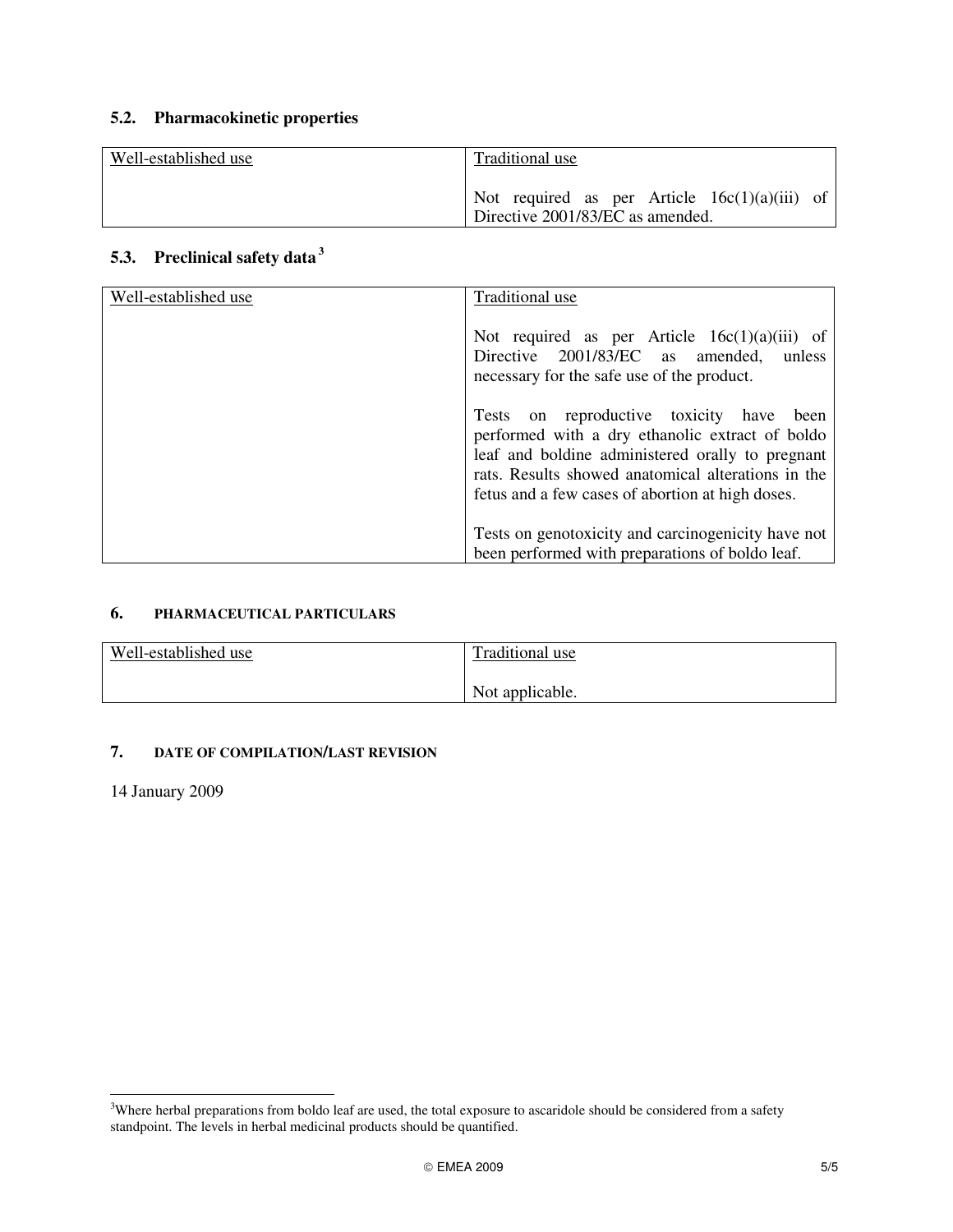### 5.2. Pharmacokinetic properties

| Well-established use | Traditional use |
|---|---|
| | Not required as per Article 16c(1)(a)(iii) of Directive 2001/83/EC as amended. |

### 5.3. Preclinical safety data [3]

| Well-established use | Traditional use |
|---|---|
| | Not required as per Article 16c(1)(a)(iii) of Directive 2001/83/EC as amended, unless necessary for the safe use of the product.<br><br>Tests on reproductive toxicity have been performed with a dry ethanolic extract of boldo leaf and boldine administered orally to pregnant rats. Results showed anatomical alterations in the fetus and a few cases of abortion at high doses.<br><br>Tests on genotoxicity and carcinogenicity have not been performed with preparations of boldo leaf. |

## 6. PHARMACEUTICAL PARTICULARS

| Well-established use | Traditional use |
|---|---|
| | Not applicable. |

## 7. DATE OF COMPILATION/LAST REVISION

14 January 2009

---

[3] Where herbal preparations from boldo leaf are used, the total exposure to ascaridole should be considered from a safety standpoint. The levels in herbal medicinal products should be quantified.